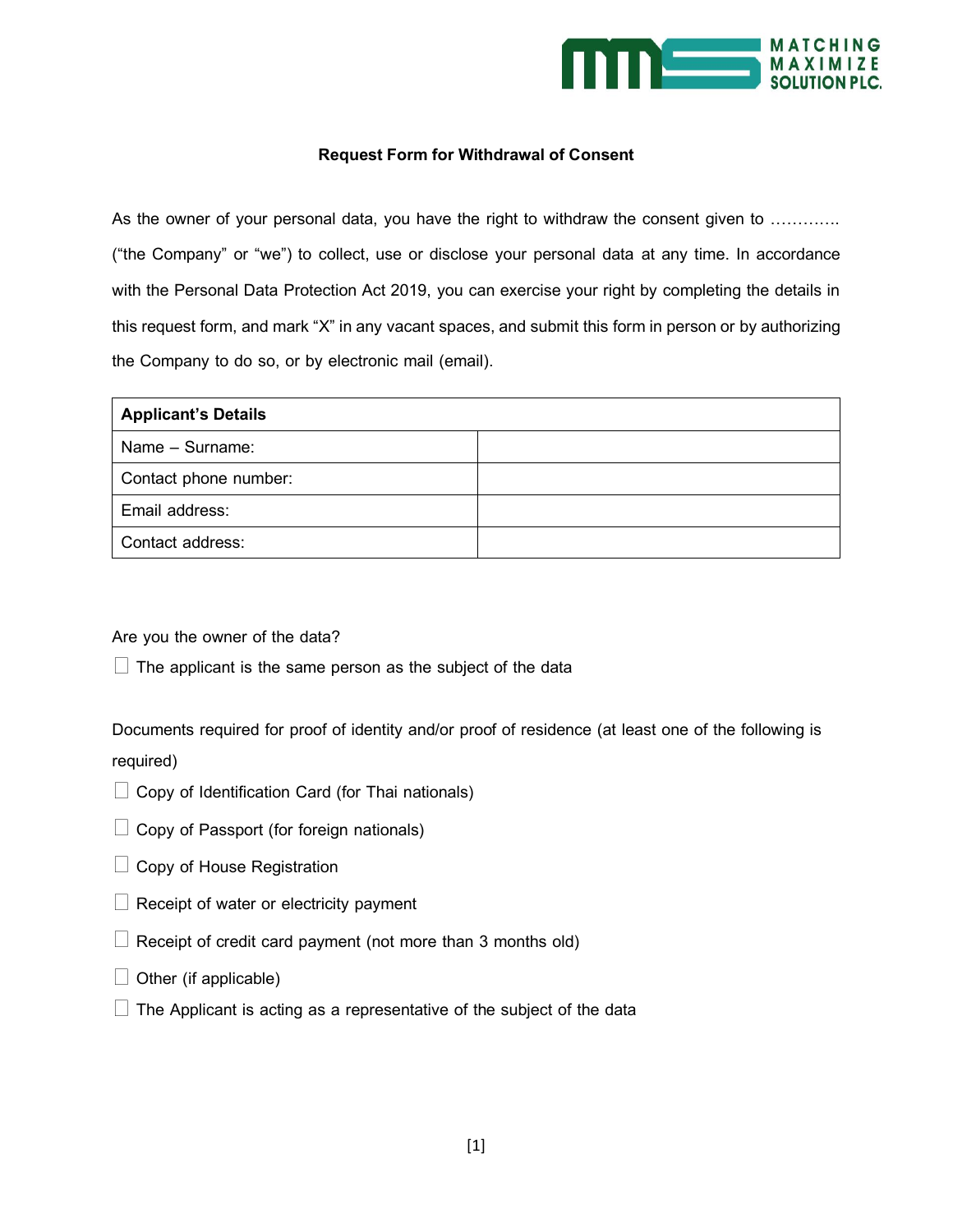# Request Form for Withdrawal of Consent

As the owner of your personal data, you have the right to withdraw the consent given to …………. ("the Company" or "we") to collect, use or disclose your personal data at any time. In accordance with the Personal Data Protection Act 2019, you can exercise your right by completing the details in this request form, and mark "X" in any vacant spaces, and submit this form in person or by authorizing the Company to do so, or by electronic mail (email).

| **Applicant's Details** | |
|---|---|
| Name – Surname: | |
| Contact phone number: | |
| Email address: | |
| Contact address: | |

Are you the owner of the data?

☐ The applicant is the same person as the subject of the data

Documents required for proof of identity and/or proof of residence (at least one of the following is required)

☐ Copy of Identification Card (for Thai nationals)

☐ Copy of Passport (for foreign nationals)

☐ Copy of House Registration

☐ Receipt of water or electricity payment

☐ Receipt of credit card payment (not more than 3 months old)

☐ Other (if applicable)

☐ The Applicant is acting as a representative of the subject of the data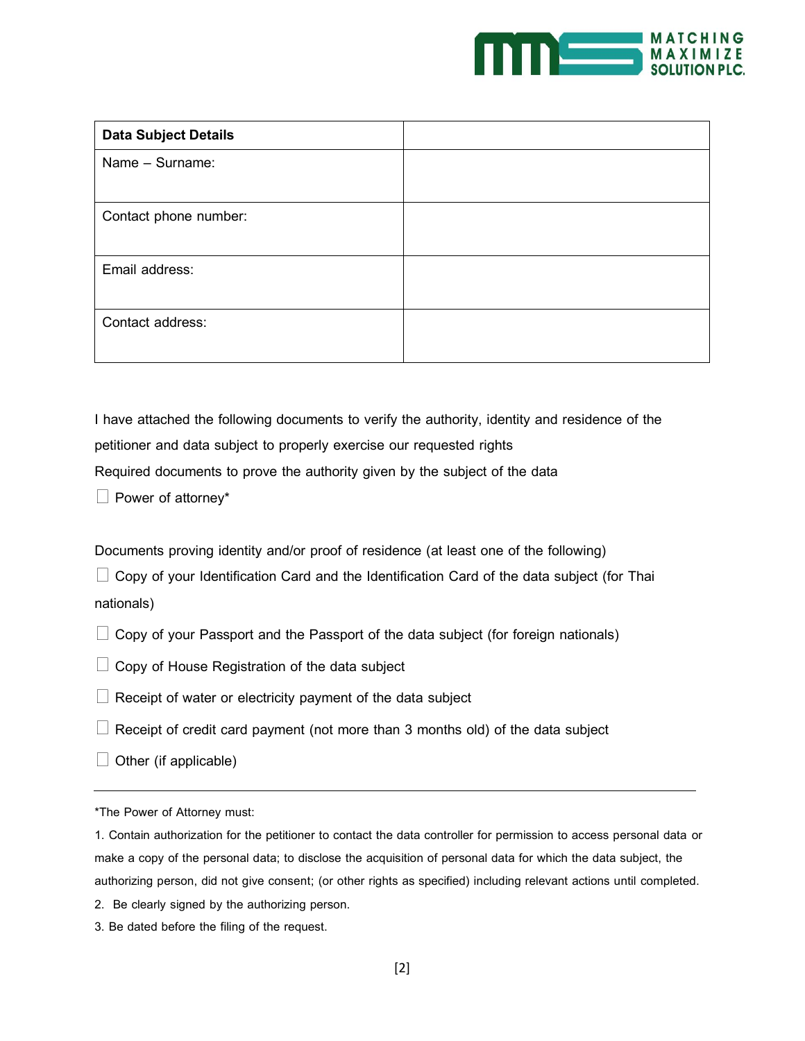| Data Subject Details | |
| --- | --- |
| Name – Surname: | |
| Contact phone number: | |
| Email address: | |
| Contact address: | |

I have attached the following documents to verify the authority, identity and residence of the petitioner and data subject to properly exercise our requested rights

Required documents to prove the authority given by the subject of the data

☐ Power of attorney*

Documents proving identity and/or proof of residence (at least one of the following)

☐ Copy of your Identification Card and the Identification Card of the data subject (for Thai nationals)

☐ Copy of your Passport and the Passport of the data subject (for foreign nationals)

☐ Copy of House Registration of the data subject

☐ Receipt of water or electricity payment of the data subject

☐ Receipt of credit card payment (not more than 3 months old) of the data subject

☐ Other (if applicable)

---

*The Power of Attorney must:

1. Contain authorization for the petitioner to contact the data controller for permission to access personal data or make a copy of the personal data; to disclose the acquisition of personal data for which the data subject, the authorizing person, did not give consent; (or other rights as specified) including relevant actions until completed.
2. Be clearly signed by the authorizing person.
3. Be dated before the filing of the request.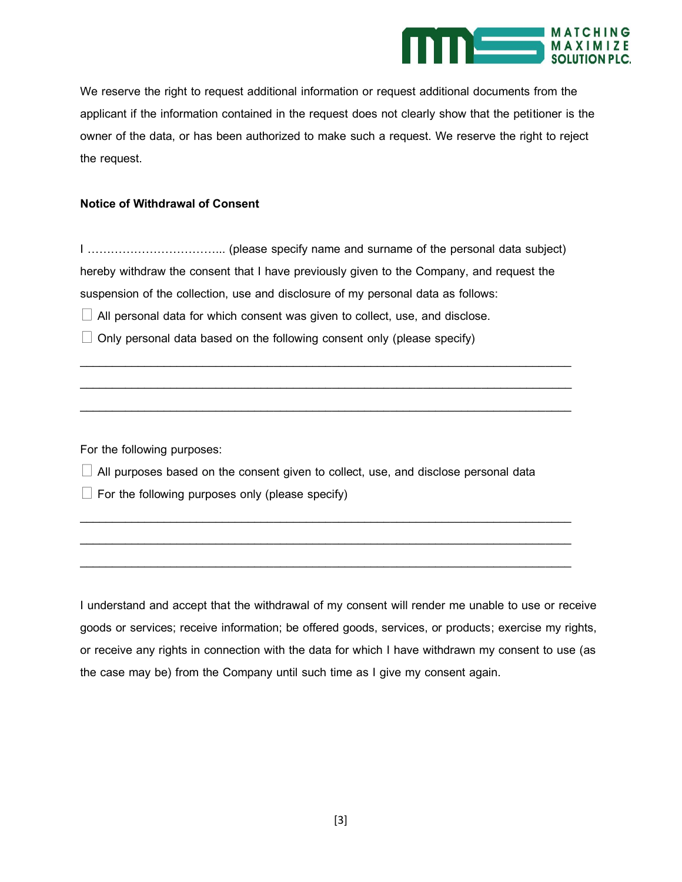We reserve the right to request additional information or request additional documents from the applicant if the information contained in the request does not clearly show that the petitioner is the owner of the data, or has been authorized to make such a request. We reserve the right to reject the request.

**Notice of Withdrawal of Consent**

I …………….……………….. (please specify name and surname of the personal data subject) hereby withdraw the consent that I have previously given to the Company, and request the suspension of the collection, use and disclosure of my personal data as follows:

☐ All personal data for which consent was given to collect, use, and disclose.

☐ Only personal data based on the following consent only (please specify)

____________________________________________________________________________

____________________________________________________________________________

____________________________________________________________________________

For the following purposes:

☐ All purposes based on the consent given to collect, use, and disclose personal data

☐ For the following purposes only (please specify)

____________________________________________________________________________

____________________________________________________________________________

____________________________________________________________________________

I understand and accept that the withdrawal of my consent will render me unable to use or receive goods or services; receive information; be offered goods, services, or products; exercise my rights, or receive any rights in connection with the data for which I have withdrawn my consent to use (as the case may be) from the Company until such time as I give my consent again.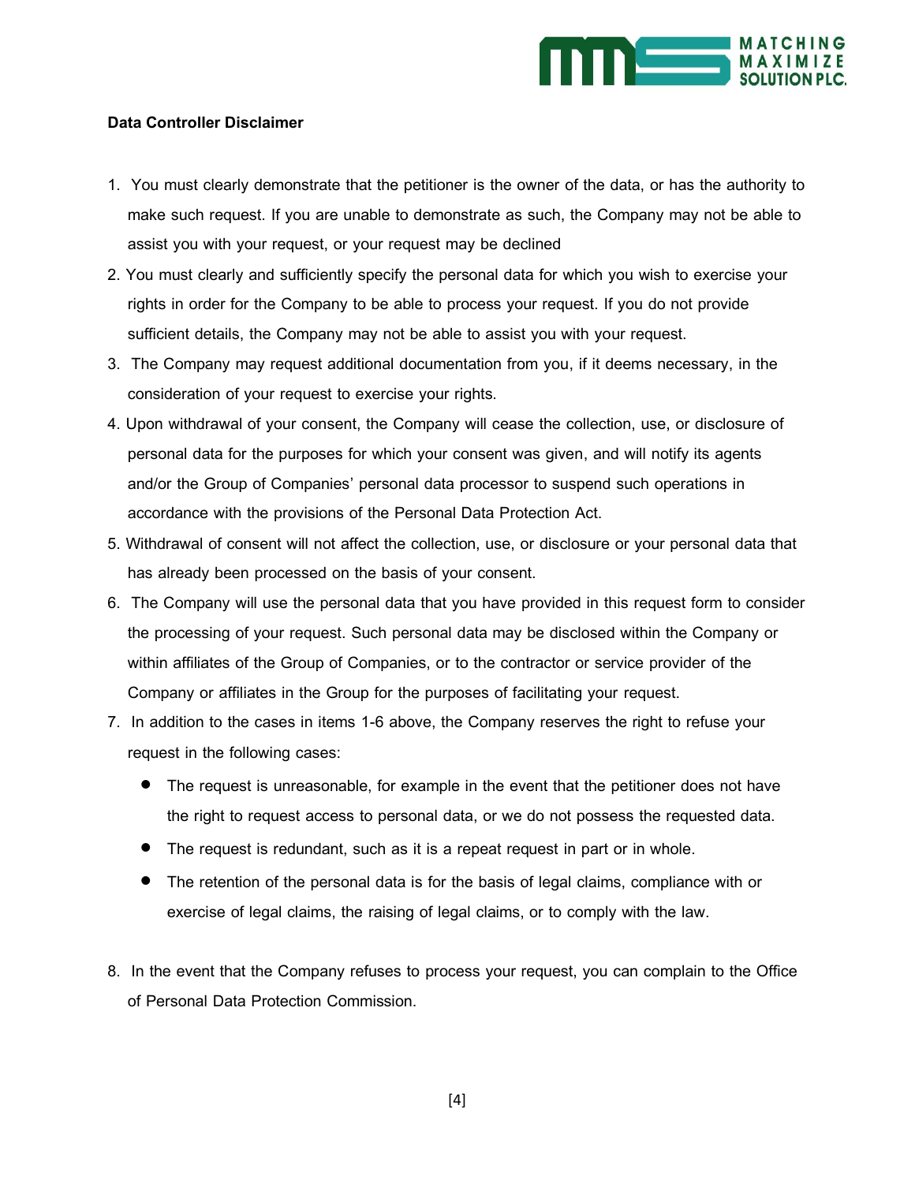**Data Controller Disclaimer**

1. You must clearly demonstrate that the petitioner is the owner of the data, or has the authority to make such request. If you are unable to demonstrate as such, the Company may not be able to assist you with your request, or your request may be declined
2. You must clearly and sufficiently specify the personal data for which you wish to exercise your rights in order for the Company to be able to process your request. If you do not provide sufficient details, the Company may not be able to assist you with your request.
3. The Company may request additional documentation from you, if it deems necessary, in the consideration of your request to exercise your rights.
4. Upon withdrawal of your consent, the Company will cease the collection, use, or disclosure of personal data for the purposes for which your consent was given, and will notify its agents and/or the Group of Companies' personal data processor to suspend such operations in accordance with the provisions of the Personal Data Protection Act.
5. Withdrawal of consent will not affect the collection, use, or disclosure or your personal data that has already been processed on the basis of your consent.
6. The Company will use the personal data that you have provided in this request form to consider the processing of your request. Such personal data may be disclosed within the Company or within affiliates of the Group of Companies, or to the contractor or service provider of the Company or affiliates in the Group for the purposes of facilitating your request.
7. In addition to the cases in items 1-6 above, the Company reserves the right to refuse your request in the following cases:
   - The request is unreasonable, for example in the event that the petitioner does not have the right to request access to personal data, or we do not possess the requested data.
   - The request is redundant, such as it is a repeat request in part or in whole.
   - The retention of the personal data is for the basis of legal claims, compliance with or exercise of legal claims, the raising of legal claims, or to comply with the law.

8. In the event that the Company refuses to process your request, you can complain to the Office of Personal Data Protection Commission.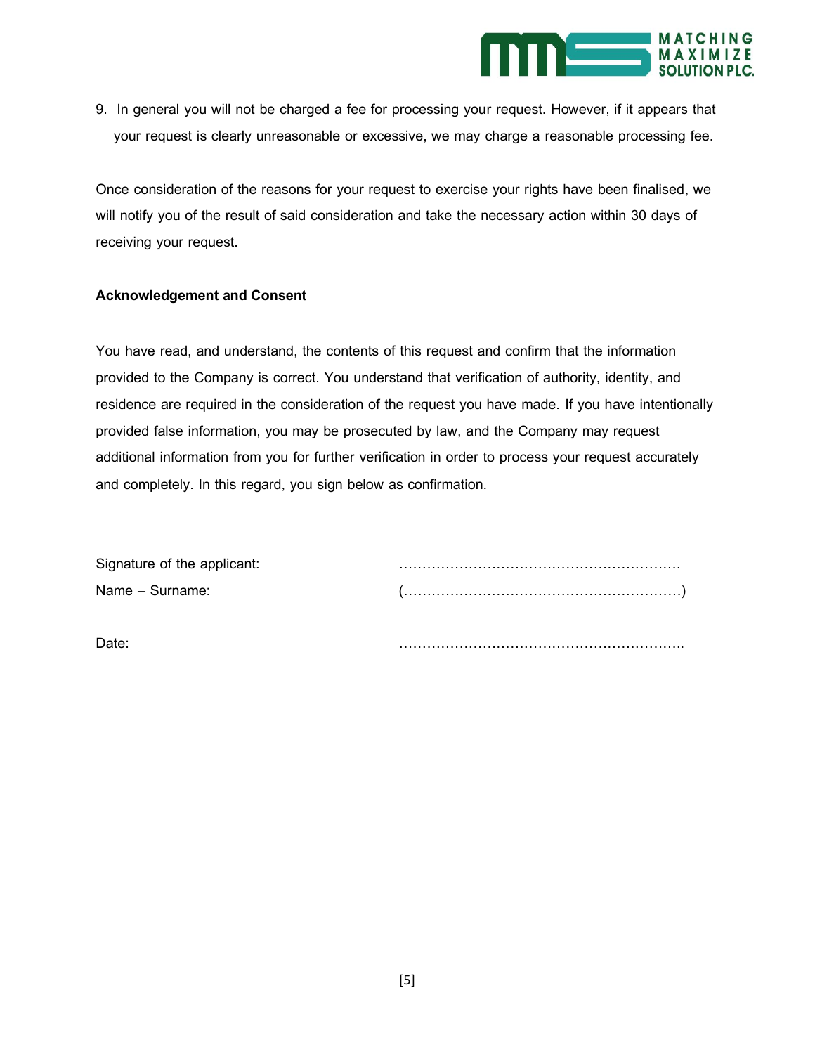9. In general you will not be charged a fee for processing your request. However, if it appears that your request is clearly unreasonable or excessive, we may charge a reasonable processing fee.

Once consideration of the reasons for your request to exercise your rights have been finalised, we will notify you of the result of said consideration and take the necessary action within 30 days of receiving your request.

**Acknowledgement and Consent**

You have read, and understand, the contents of this request and confirm that the information provided to the Company is correct. You understand that verification of authority, identity, and residence are required in the consideration of the request you have made. If you have intentionally provided false information, you may be prosecuted by law, and the Company may request additional information from you for further verification in order to process your request accurately and completely. In this regard, you sign below as confirmation.

| | |
|---|---|
| Signature of the applicant: | ……………………………………………………. |
| Name – Surname: | (…………………………………………………….) |
| Date: | …………………………………………………….. |